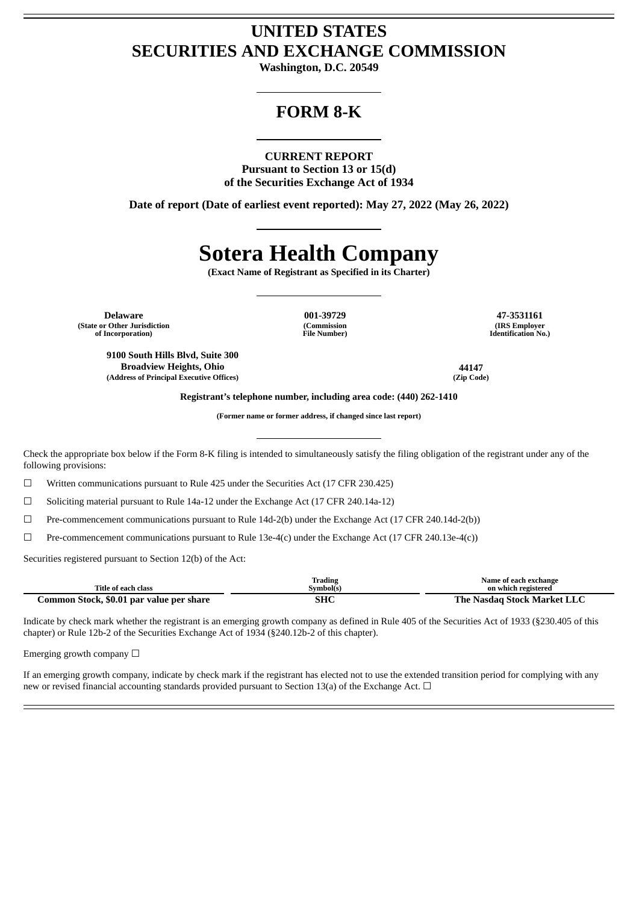# UNITED STATES
# SECURITIES AND EXCHANGE COMMISSION

**Washington, D.C. 20549**

## FORM 8-K

**CURRENT REPORT**
**Pursuant to Section 13 or 15(d)**
**of the Securities Exchange Act of 1934**

**Date of report (Date of earliest event reported): May 27, 2022 (May 26, 2022)**

# Sotera Health Company

**(Exact Name of Registrant as Specified in its Charter)**

| **Delaware** | **001-39729** | **47-3531161** |
|---|---|---|
| **(State or Other Jurisdiction of Incorporation)** | **(Commission File Number)** | **(IRS Employer Identification No.)** |

| **9100 South Hills Blvd, Suite 300 Broadview Heights, Ohio** | **44147** |
|---|---|
| **(Address of Principal Executive Offices)** | **(Zip Code)** |

**Registrant's telephone number, including area code: (440) 262-1410**

**(Former name or former address, if changed since last report)**

Check the appropriate box below if the Form 8-K filing is intended to simultaneously satisfy the filing obligation of the registrant under any of the following provisions:

☐ Written communications pursuant to Rule 425 under the Securities Act (17 CFR 230.425)

☐ Soliciting material pursuant to Rule 14a-12 under the Exchange Act (17 CFR 240.14a-12)

☐ Pre-commencement communications pursuant to Rule 14d-2(b) under the Exchange Act (17 CFR 240.14d-2(b))

☐ Pre-commencement communications pursuant to Rule 13e-4(c) under the Exchange Act (17 CFR 240.13e-4(c))

Securities registered pursuant to Section 12(b) of the Act:

| Title of each class | Trading Symbol(s) | Name of each exchange on which registered |
|---|---|---|
| **Common Stock, $0.01 par value per share** | **SHC** | **The Nasdaq Stock Market LLC** |

Indicate by check mark whether the registrant is an emerging growth company as defined in Rule 405 of the Securities Act of 1933 (§230.405 of this chapter) or Rule 12b-2 of the Securities Exchange Act of 1934 (§240.12b-2 of this chapter).

Emerging growth company ☐

If an emerging growth company, indicate by check mark if the registrant has elected not to use the extended transition period for complying with any new or revised financial accounting standards provided pursuant to Section 13(a) of the Exchange Act. ☐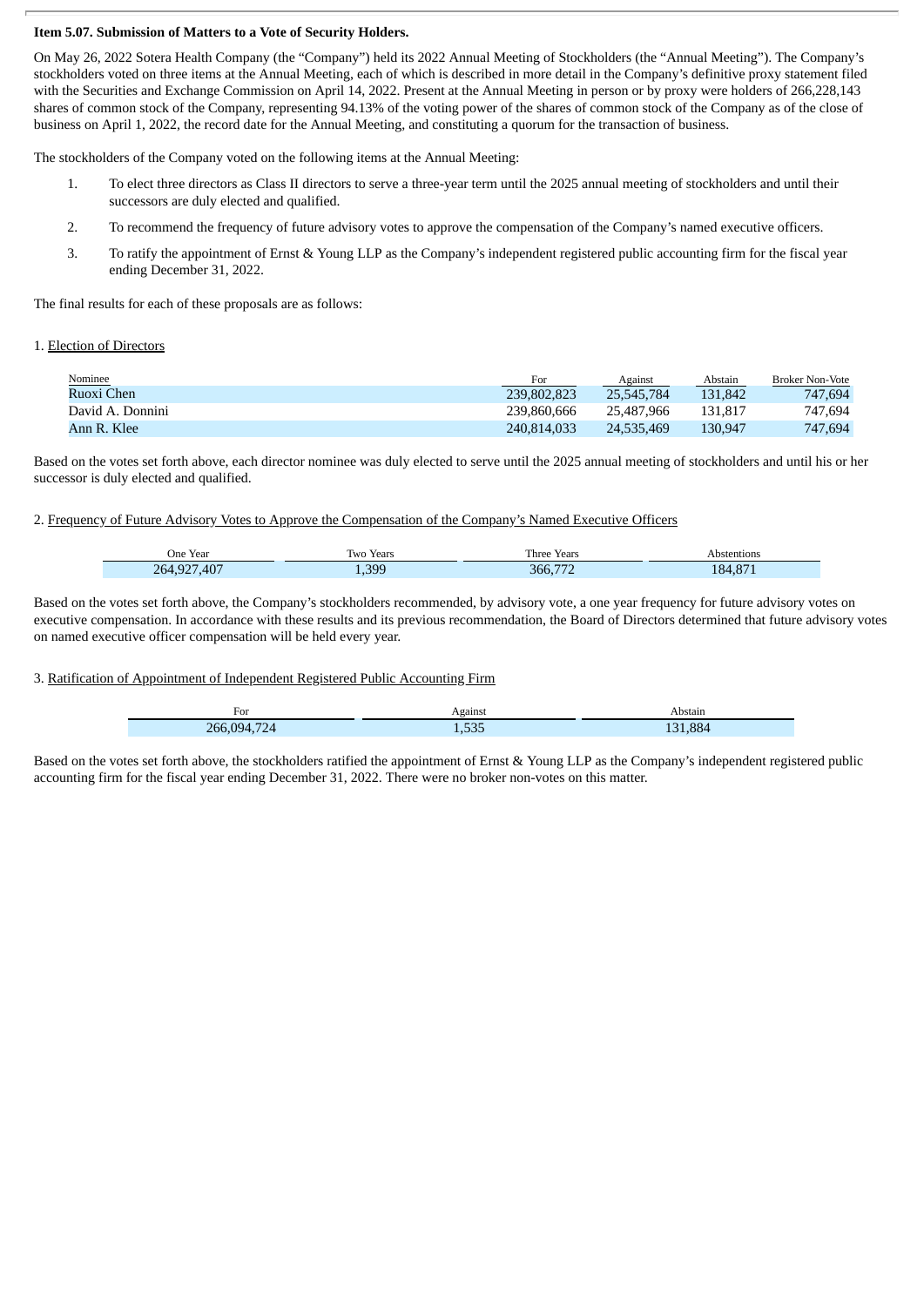**Item 5.07. Submission of Matters to a Vote of Security Holders.**

On May 26, 2022 Sotera Health Company (the "Company") held its 2022 Annual Meeting of Stockholders (the "Annual Meeting"). The Company's stockholders voted on three items at the Annual Meeting, each of which is described in more detail in the Company's definitive proxy statement filed with the Securities and Exchange Commission on April 14, 2022. Present at the Annual Meeting in person or by proxy were holders of 266,228,143 shares of common stock of the Company, representing 94.13% of the voting power of the shares of common stock of the Company as of the close of business on April 1, 2022, the record date for the Annual Meeting, and constituting a quorum for the transaction of business.

The stockholders of the Company voted on the following items at the Annual Meeting:

1. To elect three directors as Class II directors to serve a three-year term until the 2025 annual meeting of stockholders and until their successors are duly elected and qualified.
2. To recommend the frequency of future advisory votes to approve the compensation of the Company's named executive officers.
3. To ratify the appointment of Ernst & Young LLP as the Company's independent registered public accounting firm for the fiscal year ending December 31, 2022.

The final results for each of these proposals are as follows:

1. Election of Directors

| Nominee | For | Against | Abstain | Broker Non-Vote |
|---|---|---|---|---|
| Ruoxi Chen | 239,802,823 | 25,545,784 | 131,842 | 747,694 |
| David A. Donnini | 239,860,666 | 25,487,966 | 131,817 | 747,694 |
| Ann R. Klee | 240,814,033 | 24,535,469 | 130,947 | 747,694 |

Based on the votes set forth above, each director nominee was duly elected to serve until the 2025 annual meeting of stockholders and until his or her successor is duly elected and qualified.

2. Frequency of Future Advisory Votes to Approve the Compensation of the Company's Named Executive Officers

| One Year | Two Years | Three Years | Abstentions |
|---|---|---|---|
| 264,927,407 | 1,399 | 366,772 | 184,871 |

Based on the votes set forth above, the Company's stockholders recommended, by advisory vote, a one year frequency for future advisory votes on executive compensation. In accordance with these results and its previous recommendation, the Board of Directors determined that future advisory votes on named executive officer compensation will be held every year.

3. Ratification of Appointment of Independent Registered Public Accounting Firm

| For | Against | Abstain |
|---|---|---|
| 266,094,724 | 1,535 | 131,884 |

Based on the votes set forth above, the stockholders ratified the appointment of Ernst & Young LLP as the Company's independent registered public accounting firm for the fiscal year ending December 31, 2022. There were no broker non-votes on this matter.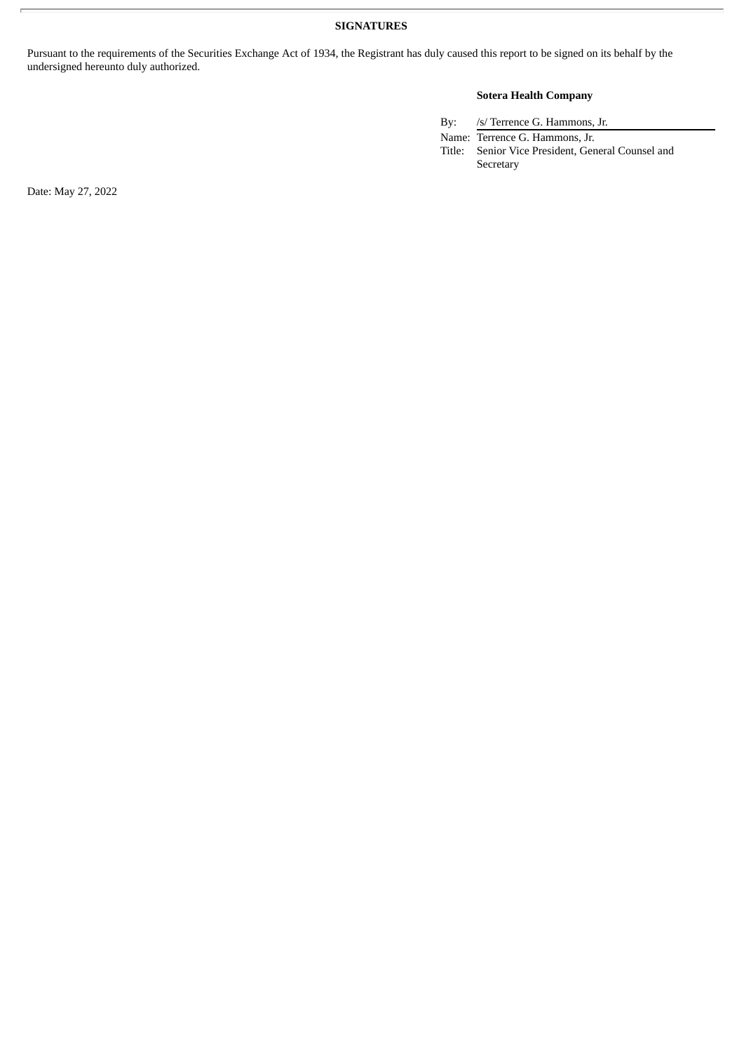**SIGNATURES**

Pursuant to the requirements of the Securities Exchange Act of 1934, the Registrant has duly caused this report to be signed on its behalf by the undersigned hereunto duly authorized.

**Sotera Health Company**

| | |
|---|---|
| By: | /s/ Terrence G. Hammons, Jr. |
| Name: | Terrence G. Hammons, Jr. |
| Title: | Senior Vice President, General Counsel and Secretary |

Date: May 27, 2022